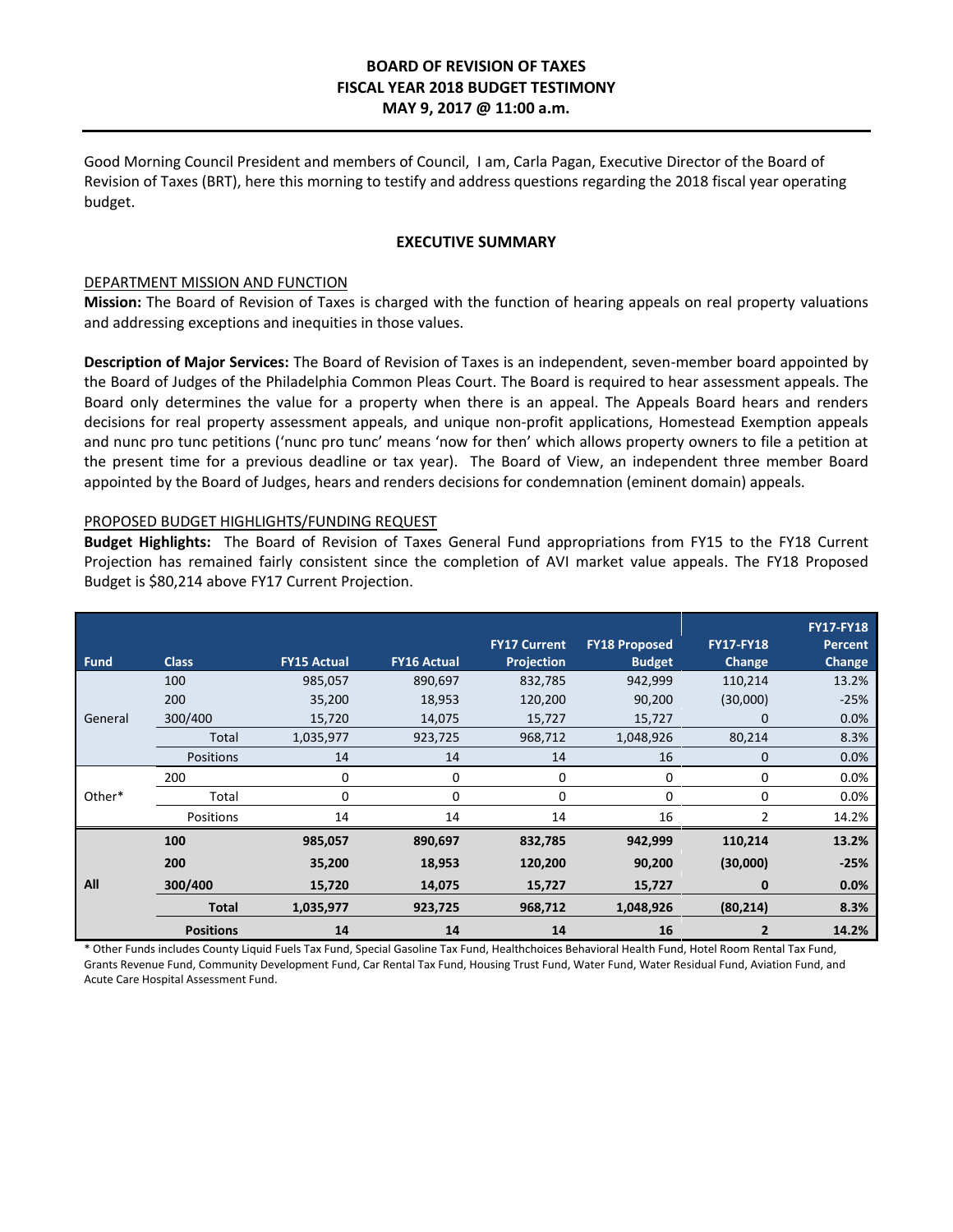**BOARD OF REVISION OF TAXES**
**FISCAL YEAR 2018 BUDGET TESTIMONY**
**MAY 9, 2017 @ 11:00 a.m.**

Good Morning Council President and members of Council, I am, Carla Pagan, Executive Director of the Board of Revision of Taxes (BRT), here this morning to testify and address questions regarding the 2018 fiscal year operating budget.

## EXECUTIVE SUMMARY

DEPARTMENT MISSION AND FUNCTION

**Mission:** The Board of Revision of Taxes is charged with the function of hearing appeals on real property valuations and addressing exceptions and inequities in those values.

**Description of Major Services:** The Board of Revision of Taxes is an independent, seven-member board appointed by the Board of Judges of the Philadelphia Common Pleas Court. The Board is required to hear assessment appeals. The Board only determines the value for a property when there is an appeal. The Appeals Board hears and renders decisions for real property assessment appeals, and unique non-profit applications, Homestead Exemption appeals and nunc pro tunc petitions ('nunc pro tunc' means 'now for then' which allows property owners to file a petition at the present time for a previous deadline or tax year). The Board of View, an independent three member Board appointed by the Board of Judges, hears and renders decisions for condemnation (eminent domain) appeals.

PROPOSED BUDGET HIGHLIGHTS/FUNDING REQUEST

**Budget Highlights:** The Board of Revision of Taxes General Fund appropriations from FY15 to the FY18 Current Projection has remained fairly consistent since the completion of AVI market value appeals. The FY18 Proposed Budget is $80,214 above FY17 Current Projection.

| Fund | Class | FY15 Actual | FY16 Actual | FY17 Current Projection | FY18 Proposed Budget | FY17-FY18 Change | FY17-FY18 Percent Change |
|---|---|---|---|---|---|---|---|
| General | 100 | 985,057 | 890,697 | 832,785 | 942,999 | 110,214 | 13.2% |
| | 200 | 35,200 | 18,953 | 120,200 | 90,200 | (30,000) | -25% |
| | 300/400 | 15,720 | 14,075 | 15,727 | 15,727 | 0 | 0.0% |
| | Total | 1,035,977 | 923,725 | 968,712 | 1,048,926 | 80,214 | 8.3% |
| | Positions | 14 | 14 | 14 | 16 | 0 | 0.0% |
| Other* | 200 | 0 | 0 | 0 | 0 | 0 | 0.0% |
| | Total | 0 | 0 | 0 | 0 | 0 | 0.0% |
| | Positions | 14 | 14 | 14 | 16 | 2 | 14.2% |
| **All** | **100** | **985,057** | **890,697** | **832,785** | **942,999** | **110,214** | **13.2%** |
| | **200** | **35,200** | **18,953** | **120,200** | **90,200** | **(30,000)** | **-25%** |
| | **300/400** | **15,720** | **14,075** | **15,727** | **15,727** | **0** | **0.0%** |
| | **Total** | **1,035,977** | **923,725** | **968,712** | **1,048,926** | **(80,214)** | **8.3%** |
| | **Positions** | **14** | **14** | **14** | **16** | **2** | **14.2%** |

* Other Funds includes County Liquid Fuels Tax Fund, Special Gasoline Tax Fund, Healthchoices Behavioral Health Fund, Hotel Room Rental Tax Fund, Grants Revenue Fund, Community Development Fund, Car Rental Tax Fund, Housing Trust Fund, Water Fund, Water Residual Fund, Aviation Fund, and Acute Care Hospital Assessment Fund.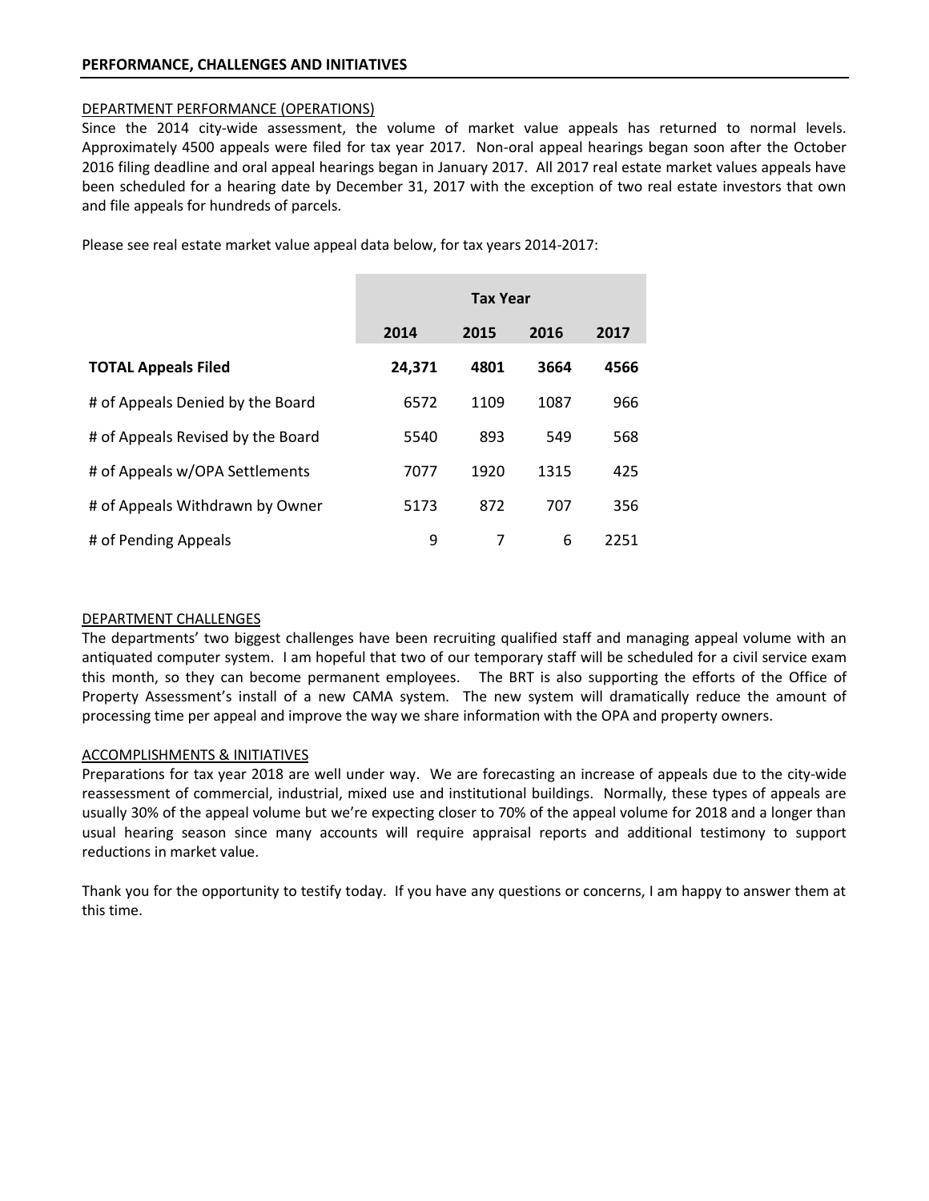## PERFORMANCE, CHALLENGES AND INITIATIVES

DEPARTMENT PERFORMANCE (OPERATIONS)

Since the 2014 city-wide assessment, the volume of market value appeals has returned to normal levels. Approximately 4500 appeals were filed for tax year 2017. Non-oral appeal hearings began soon after the October 2016 filing deadline and oral appeal hearings began in January 2017. All 2017 real estate market values appeals have been scheduled for a hearing date by December 31, 2017 with the exception of two real estate investors that own and file appeals for hundreds of parcels.

Please see real estate market value appeal data below, for tax years 2014-2017:

| | Tax Year | | | |
|---|---|---|---|---|
| | **2014** | **2015** | **2016** | **2017** |
| **TOTAL Appeals Filed** | **24,371** | **4801** | **3664** | **4566** |
| # of Appeals Denied by the Board | 6572 | 1109 | 1087 | 966 |
| # of Appeals Revised by the Board | 5540 | 893 | 549 | 568 |
| # of Appeals w/OPA Settlements | 7077 | 1920 | 1315 | 425 |
| # of Appeals Withdrawn by Owner | 5173 | 872 | 707 | 356 |
| # of Pending Appeals | 9 | 7 | 6 | 2251 |

DEPARTMENT CHALLENGES

The departments' two biggest challenges have been recruiting qualified staff and managing appeal volume with an antiquated computer system. I am hopeful that two of our temporary staff will be scheduled for a civil service exam this month, so they can become permanent employees. The BRT is also supporting the efforts of the Office of Property Assessment's install of a new CAMA system. The new system will dramatically reduce the amount of processing time per appeal and improve the way we share information with the OPA and property owners.

ACCOMPLISHMENTS & INITIATIVES

Preparations for tax year 2018 are well under way. We are forecasting an increase of appeals due to the city-wide reassessment of commercial, industrial, mixed use and institutional buildings. Normally, these types of appeals are usually 30% of the appeal volume but we're expecting closer to 70% of the appeal volume for 2018 and a longer than usual hearing season since many accounts will require appraisal reports and additional testimony to support reductions in market value.

Thank you for the opportunity to testify today. If you have any questions or concerns, I am happy to answer them at this time.